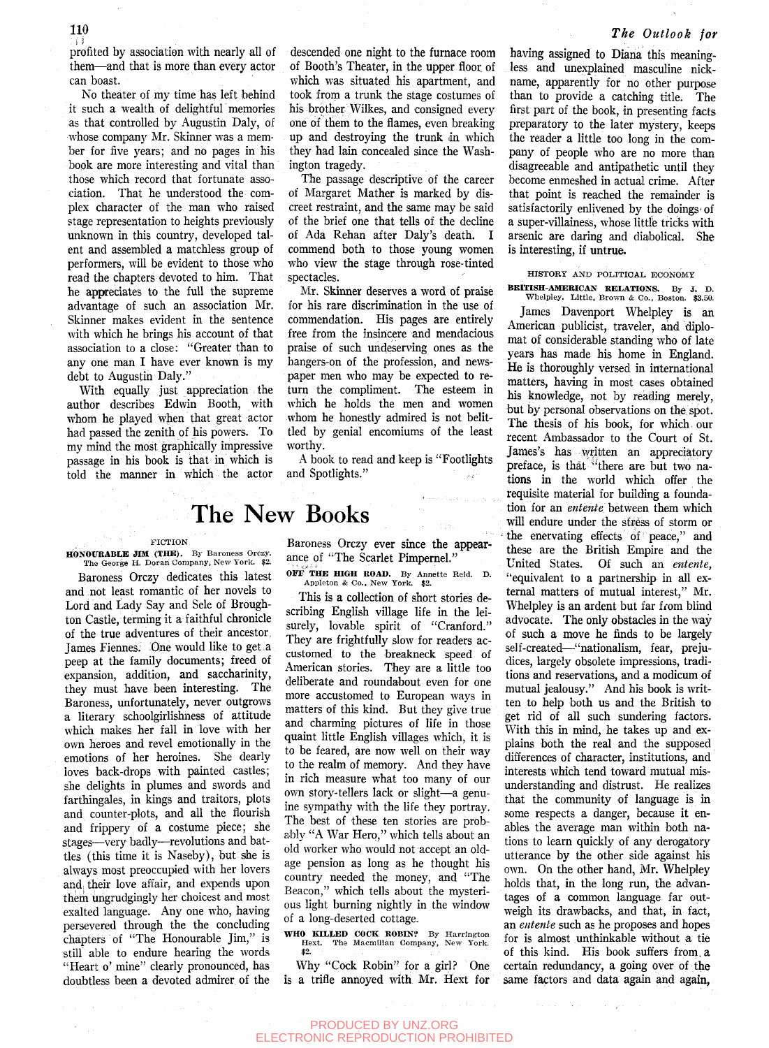profited by association with nearly all of them—and that is more than every actor can boast.

No theater of my time has left behind it such a wealth of delightful memories as that controlled by Augustin Daly, of whose company Mr. Skinner was a member for five years; and no pages in his book are more interesting and vital than those which record that fortunate association. That he understood the complex character of the man who raised stage representation to heights previously unknown in this country, developed talent and assembled a matchless group of performers, will be evident to those who read the chapters devoted to him. That he appreciates to the full the supreme advantage of such an association Mr. Skinner makes evident in the sentence with which he brings his account of that association to a close: "Greater than to any one man I have ever known is my debt to Augustin Daly."

With equally just appreciation the author describes Edwin Booth, with whom he played when that great actor had passed the zenith of his powers. To my mind the most graphically impressive passage in his book is that in which is told the manner in which the actor descended one night to the furnace room of Booth's Theater, in the upper floor of which was situated his apartment, and took from a trunk the stage costumes of his brother Wilkes, and consigned every one of them to the flames, even breaking up and destroying the trunk in which they had lain concealed since the Washington tragedy.

The passage descriptive of the career of Margaret Mather is marked by discreet restraint, and the same may be said of the brief one that tells of the decline of Ada Rehan after Daly's death. I commend both to those young women who view the stage through rose-tinted spectacles.

Mr. Skinner deserves a word of praise for his rare discrimination in the use of commendation. His pages are entirely free from the insincere and mendacious praise of such undeserving ones as the hangers-on of the profession, and newspaper men who may be expected to return the compliment. The esteem in which he holds the men and women whom he honestly admired is not belittled by genial encomiums of the least worthy.

A book to read and keep is "Footlights and Spotlights."

# The New Books

### FICTION

**HONOURABLE JIM (THE).** By Baroness Orczy. The George H. Doran Company, New York. $2.

Baroness Orczy dedicates this latest and not least romantic of her novels to Lord and Lady Say and Sele of Broughton Castle, terming it a faithful chronicle of the true adventures of their ancestor, James Fiennes. One would like to get a peep at the family documents; freed of expansion, addition, and saccharinity, they must have been interesting. The Baroness, unfortunately, never outgrows a literary schoolgirlishness of attitude which makes her fall in love with her own heroes and revel emotionally in the emotions of her heroines. She dearly loves back-drops with painted castles; she delights in plumes and swords and farthingales, in kings and traitors, plots and counter-plots, and all the flourish and frippery of a costume piece; she stages—very badly—revolutions and battles (this time it is Naseby), but she is always most preoccupied with her lovers and their love affair, and expends upon them ungrudgingly her choicest and most exalted language. Any one who, having persevered through the the concluding chapters of "The Honourable Jim," is still able to endure hearing the words "Heart o' mine" clearly pronounced, has doubtless been a devoted admirer of the Baroness Orczy ever since the appearance of "The Scarlet Pimpernel."

**OFF THE HIGH ROAD.** By Annette Reid. D. Appleton & Co., New York. $2.

This is a collection of short stories describing English village life in the leisurely, lovable spirit of "Cranford." They are frightfully slow for readers accustomed to the breakneck speed of American stories. They are a little too deliberate and roundabout even for one more accustomed to European ways in matters of this kind. But they give true and charming pictures of life in those quaint little English villages which, it is to be feared, are now well on their way to the realm of memory. And they have in rich measure what too many of our own story-tellers lack or slight—a genuine sympathy with the life they portray. The best of these ten stories are probably "A War Hero," which tells about an old worker who would not accept an old-age pension as long as he thought his country needed the money, and "The Beacon," which tells about the mysterious light burning nightly in the window of a long-deserted cottage.

**WHO KILLED COCK ROBIN?** By Harrington Hext. The Macmillan Company, New York. $2.

Why "Cock Robin" for a girl? One is a trifle annoyed with Mr. Hext for having assigned to Diana this meaningless and unexplained masculine nickname, apparently for no other purpose than to provide a catching title. The first part of the book, in presenting facts preparatory to the later mystery, keeps the reader a little too long in the company of people who are no more than disagreeable and antipathetic until they become enmeshed in actual crime. After that point is reached the remainder is satisfactorily enlivened by the doings of a super-villainess, whose little tricks with arsenic are daring and diabolical. She is interesting, if untrue.

### HISTORY AND POLITICAL ECONOMY

**BRITISH-AMERICAN RELATIONS.** By J. D. Whelpley. Little, Brown & Co., Boston. $3.50.

James Davenport Whelpley is an American publicist, traveler, and diplomat of considerable standing who of late years has made his home in England. He is thoroughly versed in international matters, having in most cases obtained his knowledge, not by reading merely, but by personal observations on the spot. The thesis of his book, for which our recent Ambassador to the Court of St. James's has written an appreciatory preface, is that "there are but two nations in the world which offer the requisite material for building a foundation for an *entente* between them which will endure under the stress of storm or the enervating effects of peace," and these are the British Empire and the United States. Of such an *entente*, "equivalent to a partnership in all external matters of mutual interest," Mr. Whelpley is an ardent but far from blind advocate. The only obstacles in the way of such a move he finds to be largely self-created—"nationalism, fear, prejudices, largely obsolete impressions, traditions and reservations, and a modicum of mutual jealousy." And his book is written to help both us and the British to get rid of all such sundering factors. With this in mind, he takes up and explains both the real and the supposed differences of character, institutions, and interests which tend toward mutual misunderstanding and distrust. He realizes that the community of language is in some respects a danger, because it enables the average man within both nations to learn quickly of any derogatory utterance by the other side against his own. On the other hand, Mr. Whelpley holds that, in the long run, the advantages of a common language far outweigh its drawbacks, and that, in fact, an *entente* such as he proposes and hopes for is almost unthinkable without a tie of this kind. His book suffers from a certain redundancy, a going over of the same factors and data again and again,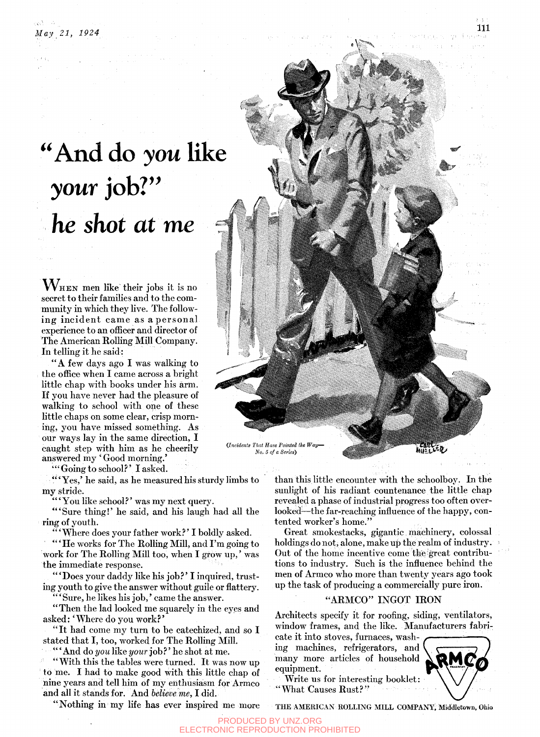# "And do *you* like *your* job?" *he shot at me*

WHEN men like their jobs it is no secret to their families and to the community in which they live. The following incident came as a personal experience to an officer and director of The American Rolling Mill Company. In telling it he said:

"A few days ago I was walking to the office when I came across a bright little chap with books under his arm. If you have never had the pleasure of walking to school with one of these little chaps on some clear, crisp morning, you have missed something. As our ways lay in the same direction, I caught step with him as he cheerily answered my 'Good morning.'

"'Going to school?' I asked.

"'Yes,' he said, as he measured his sturdy limbs to my stride.

"'You like school?' was my next query.

"'Sure thing!' he said, and his laugh had all the ring of youth.

"'Where does your father work?' I boldly asked.

"'He works for The Rolling Mill, and I'm going to work for The Rolling Mill too, when I grow up,' was the immediate response.

"'Does your daddy like his job?' I inquired, trusting youth to give the answer without guile or flattery.

"'Sure, he likes his job,' came the answer.

"Then the lad looked me squarely in the eyes and asked: 'Where do you work?'

"It had come my turn to be catechized, and so I stated that I, too, worked for The Rolling Mill.

"'And do *you* like *your* job?' he shot at me.

"With this the tables were turned. It was now up to me. I had to make good with this little chap of nine years and tell him of my enthusiasm for Armco and all it stands for. And *believe me*, I did.

"Nothing in my life has ever inspired me more than this little encounter with the schoolboy. In the sunlight of his radiant countenance the little chap revealed a phase of industrial progress too often overlooked—the far-reaching influence of the happy, contented worker's home."

Great smokestacks, gigantic machinery, colossal holdings do not, alone, make up the realm of industry. Out of the home incentive come the great contributions to industry. Such is the influence behind the men of Armco who more than twenty years ago took up the task of producing a commercially pure iron.

*(Incidents That Have Pointed the Way—No. 5 of a Series)*

### "ARMCO" INGOT IRON

Architects specify it for roofing, siding, ventilators, window frames, and the like. Manufacturers fabricate it into stoves, furnaces, washing machines, refrigerators, and many more articles of household equipment.

Write us for interesting booklet: "What Causes Rust?"

ARMCO

THE AMERICAN ROLLING MILL COMPANY, Middletown, Ohio